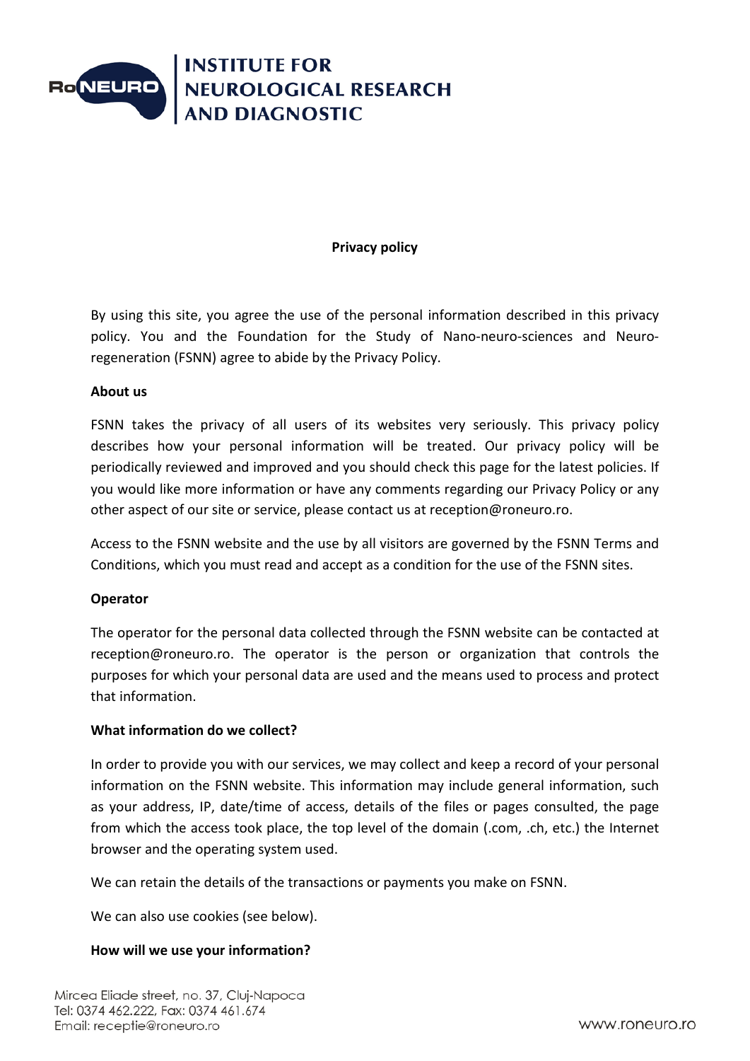# Privacy policy

By using this site, you agree the use of the personal information described in this privacy policy. You and the Foundation for the Study of Nano-neuro-sciences and Neuro-regeneration (FSNN) agree to abide by the Privacy Policy.

**About us**

FSNN takes the privacy of all users of its websites very seriously. This privacy policy describes how your personal information will be treated. Our privacy policy will be periodically reviewed and improved and you should check this page for the latest policies. If you would like more information or have any comments regarding our Privacy Policy or any other aspect of our site or service, please contact us at reception@roneuro.ro.

Access to the FSNN website and the use by all visitors are governed by the FSNN Terms and Conditions, which you must read and accept as a condition for the use of the FSNN sites.

**Operator**

The operator for the personal data collected through the FSNN website can be contacted at reception@roneuro.ro. The operator is the person or organization that controls the purposes for which your personal data are used and the means used to process and protect that information.

**What information do we collect?**

In order to provide you with our services, we may collect and keep a record of your personal information on the FSNN website. This information may include general information, such as your address, IP, date/time of access, details of the files or pages consulted, the page from which the access took place, the top level of the domain (.com, .ch, etc.) the Internet browser and the operating system used.

We can retain the details of the transactions or payments you make on FSNN.

We can also use cookies (see below).

**How will we use your information?**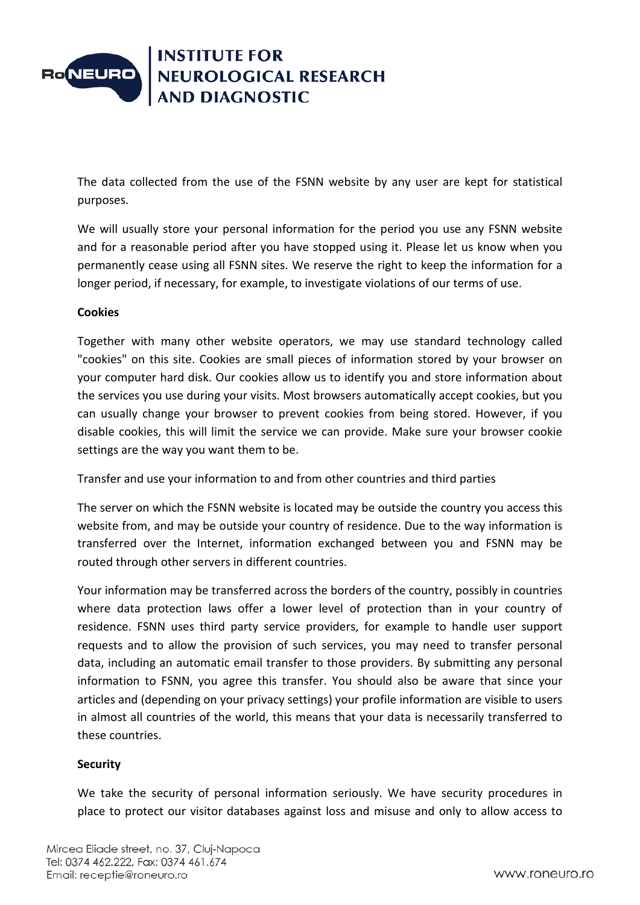The data collected from the use of the FSNN website by any user are kept for statistical purposes.

We will usually store your personal information for the period you use any FSNN website and for a reasonable period after you have stopped using it. Please let us know when you permanently cease using all FSNN sites. We reserve the right to keep the information for a longer period, if necessary, for example, to investigate violations of our terms of use.

**Cookies**

Together with many other website operators, we may use standard technology called "cookies" on this site. Cookies are small pieces of information stored by your browser on your computer hard disk. Our cookies allow us to identify you and store information about the services you use during your visits. Most browsers automatically accept cookies, but you can usually change your browser to prevent cookies from being stored. However, if you disable cookies, this will limit the service we can provide. Make sure your browser cookie settings are the way you want them to be.

Transfer and use your information to and from other countries and third parties

The server on which the FSNN website is located may be outside the country you access this website from, and may be outside your country of residence. Due to the way information is transferred over the Internet, information exchanged between you and FSNN may be routed through other servers in different countries.

Your information may be transferred across the borders of the country, possibly in countries where data protection laws offer a lower level of protection than in your country of residence. FSNN uses third party service providers, for example to handle user support requests and to allow the provision of such services, you may need to transfer personal data, including an automatic email transfer to those providers. By submitting any personal information to FSNN, you agree this transfer. You should also be aware that since your articles and (depending on your privacy settings) your profile information are visible to users in almost all countries of the world, this means that your data is necessarily transferred to these countries.

**Security**

We take the security of personal information seriously. We have security procedures in place to protect our visitor databases against loss and misuse and only to allow access to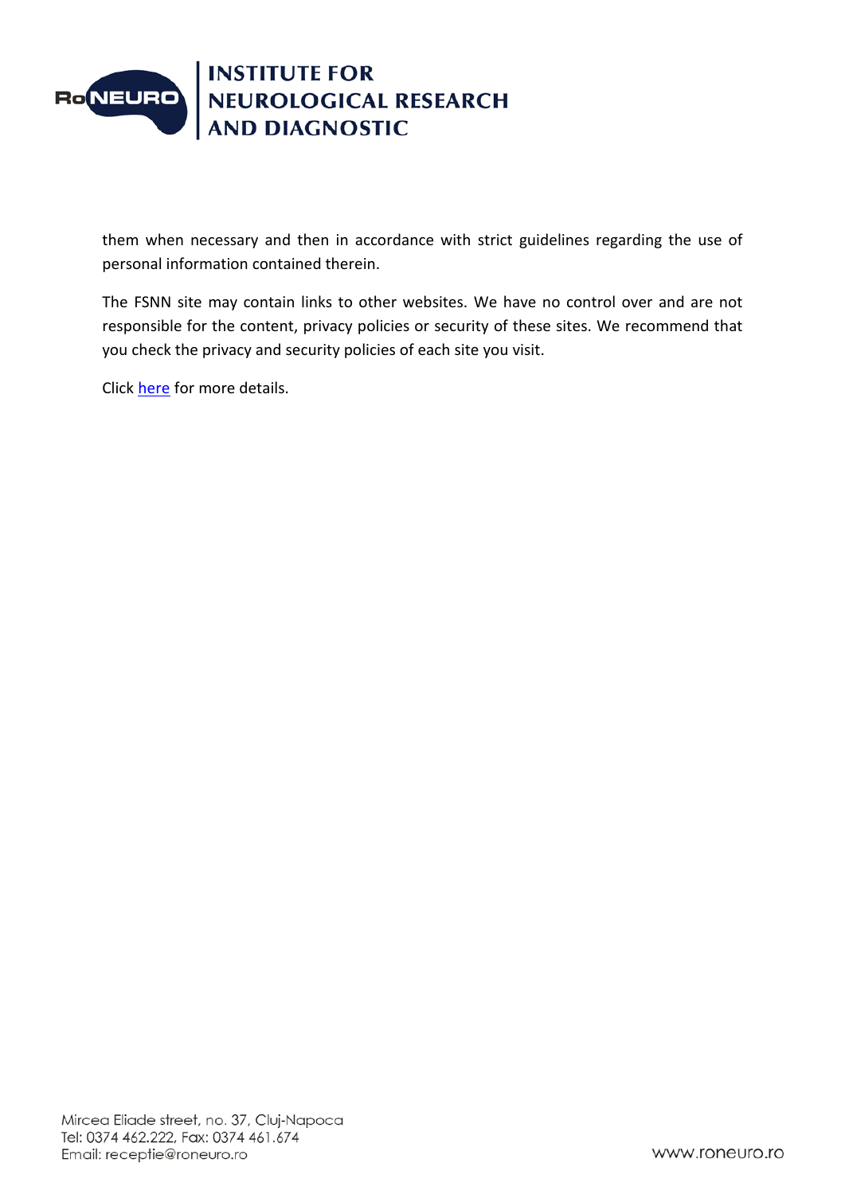them when necessary and then in accordance with strict guidelines regarding the use of personal information contained therein.

The FSNN site may contain links to other websites. We have no control over and are not responsible for the content, privacy policies or security of these sites. We recommend that you check the privacy and security policies of each site you visit.

Click here for more details.